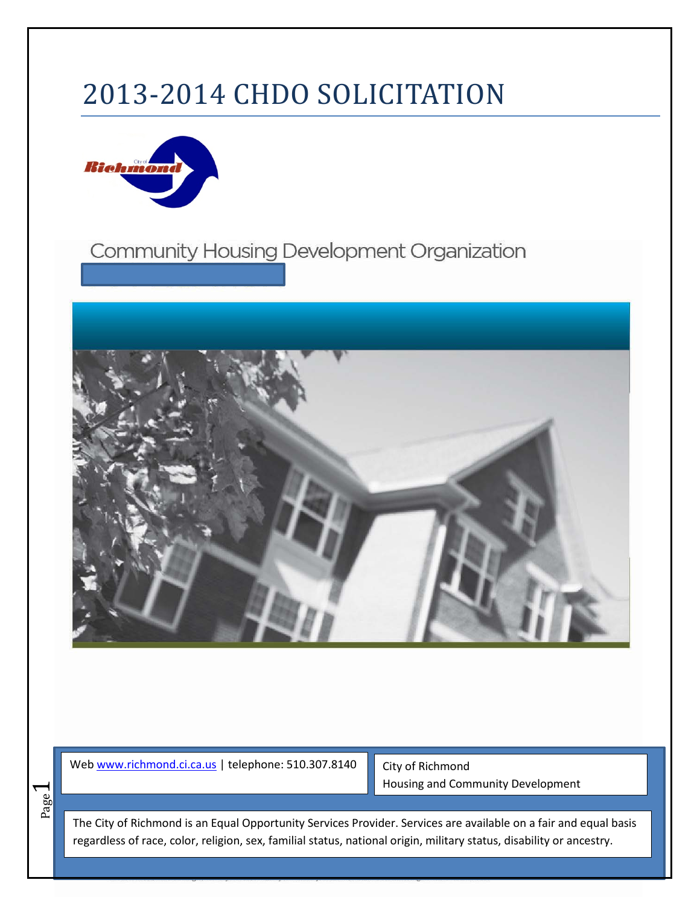# 2013-2014 CHDO SOLICITATION

Community Housing Development Organization

Web www.richmond.ci.ca.us | telephone: 510.307.8140

City of Richmond
Housing and Community Development

The City of Richmond is an Equal Opportunity Services Provider. Services are available on a fair and equal basis regardless of race, color, religion, sex, familial status, national origin, military status, disability or ancestry.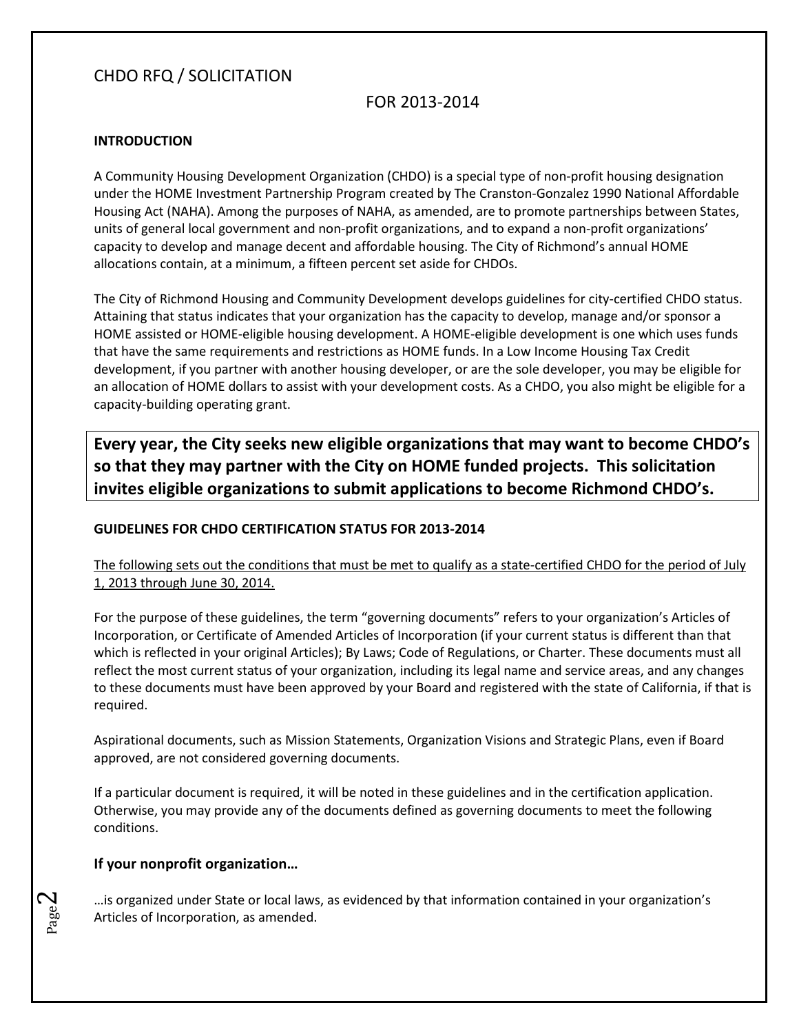# CHDO RFQ / SOLICITATION

## FOR 2013-2014

**INTRODUCTION**

A Community Housing Development Organization (CHDO) is a special type of non-profit housing designation under the HOME Investment Partnership Program created by The Cranston-Gonzalez 1990 National Affordable Housing Act (NAHA). Among the purposes of NAHA, as amended, are to promote partnerships between States, units of general local government and non-profit organizations, and to expand a non-profit organizations' capacity to develop and manage decent and affordable housing. The City of Richmond's annual HOME allocations contain, at a minimum, a fifteen percent set aside for CHDOs.

The City of Richmond Housing and Community Development develops guidelines for city-certified CHDO status. Attaining that status indicates that your organization has the capacity to develop, manage and/or sponsor a HOME assisted or HOME-eligible housing development. A HOME-eligible development is one which uses funds that have the same requirements and restrictions as HOME funds. In a Low Income Housing Tax Credit development, if you partner with another housing developer, or are the sole developer, you may be eligible for an allocation of HOME dollars to assist with your development costs. As a CHDO, you also might be eligible for a capacity-building operating grant.

**Every year, the City seeks new eligible organizations that may want to become CHDO's so that they may partner with the City on HOME funded projects. This solicitation invites eligible organizations to submit applications to become Richmond CHDO's.**

**GUIDELINES FOR CHDO CERTIFICATION STATUS FOR 2013-2014**

<u>The following sets out the conditions that must be met to qualify as a state-certified CHDO for the period of July 1, 2013 through June 30, 2014.</u>

For the purpose of these guidelines, the term "governing documents" refers to your organization's Articles of Incorporation, or Certificate of Amended Articles of Incorporation (if your current status is different than that which is reflected in your original Articles); By Laws; Code of Regulations, or Charter. These documents must all reflect the most current status of your organization, including its legal name and service areas, and any changes to these documents must have been approved by your Board and registered with the state of California, if that is required.

Aspirational documents, such as Mission Statements, Organization Visions and Strategic Plans, even if Board approved, are not considered governing documents.

If a particular document is required, it will be noted in these guidelines and in the certification application. Otherwise, you may provide any of the documents defined as governing documents to meet the following conditions.

**If your nonprofit organization…**

…is organized under State or local laws, as evidenced by that information contained in your organization's Articles of Incorporation, as amended.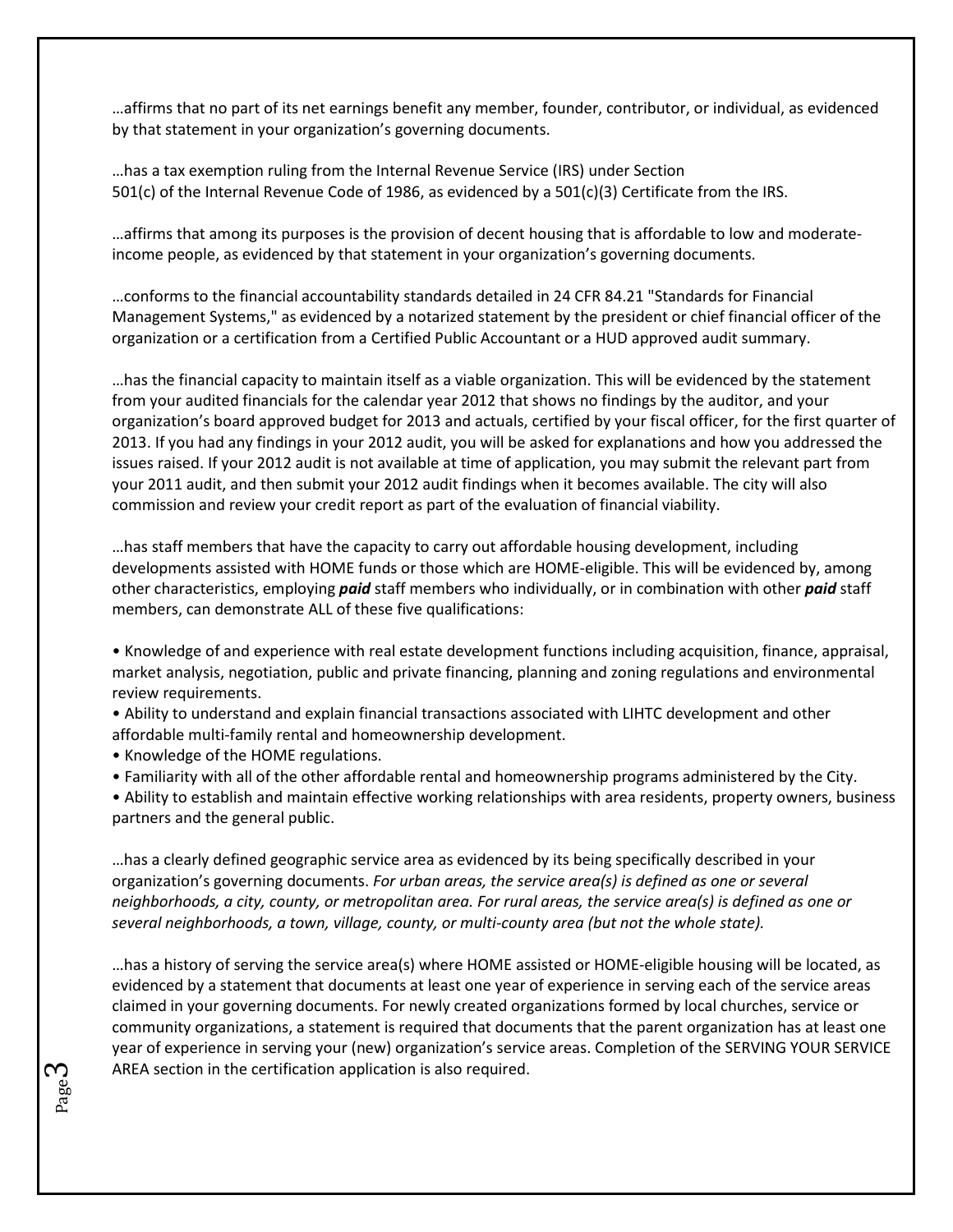…affirms that no part of its net earnings benefit any member, founder, contributor, or individual, as evidenced by that statement in your organization's governing documents.

…has a tax exemption ruling from the Internal Revenue Service (IRS) under Section 501(c) of the Internal Revenue Code of 1986, as evidenced by a 501(c)(3) Certificate from the IRS.

…affirms that among its purposes is the provision of decent housing that is affordable to low and moderate-income people, as evidenced by that statement in your organization's governing documents.

…conforms to the financial accountability standards detailed in 24 CFR 84.21 "Standards for Financial Management Systems," as evidenced by a notarized statement by the president or chief financial officer of the organization or a certification from a Certified Public Accountant or a HUD approved audit summary.

…has the financial capacity to maintain itself as a viable organization. This will be evidenced by the statement from your audited financials for the calendar year 2012 that shows no findings by the auditor, and your organization's board approved budget for 2013 and actuals, certified by your fiscal officer, for the first quarter of 2013. If you had any findings in your 2012 audit, you will be asked for explanations and how you addressed the issues raised. If your 2012 audit is not available at time of application, you may submit the relevant part from your 2011 audit, and then submit your 2012 audit findings when it becomes available. The city will also commission and review your credit report as part of the evaluation of financial viability.

…has staff members that have the capacity to carry out affordable housing development, including developments assisted with HOME funds or those which are HOME-eligible. This will be evidenced by, among other characteristics, employing ***paid*** staff members who individually, or in combination with other ***paid*** staff members, can demonstrate ALL of these five qualifications:

- Knowledge of and experience with real estate development functions including acquisition, finance, appraisal, market analysis, negotiation, public and private financing, planning and zoning regulations and environmental review requirements.
- Ability to understand and explain financial transactions associated with LIHTC development and other affordable multi-family rental and homeownership development.
- Knowledge of the HOME regulations.
- Familiarity with all of the other affordable rental and homeownership programs administered by the City.
- Ability to establish and maintain effective working relationships with area residents, property owners, business partners and the general public.

…has a clearly defined geographic service area as evidenced by its being specifically described in your organization's governing documents. *For urban areas, the service area(s) is defined as one or several neighborhoods, a city, county, or metropolitan area. For rural areas, the service area(s) is defined as one or several neighborhoods, a town, village, county, or multi-county area (but not the whole state).*

…has a history of serving the service area(s) where HOME assisted or HOME-eligible housing will be located, as evidenced by a statement that documents at least one year of experience in serving each of the service areas claimed in your governing documents. For newly created organizations formed by local churches, service or community organizations, a statement is required that documents that the parent organization has at least one year of experience in serving your (new) organization's service areas. Completion of the SERVING YOUR SERVICE AREA section in the certification application is also required.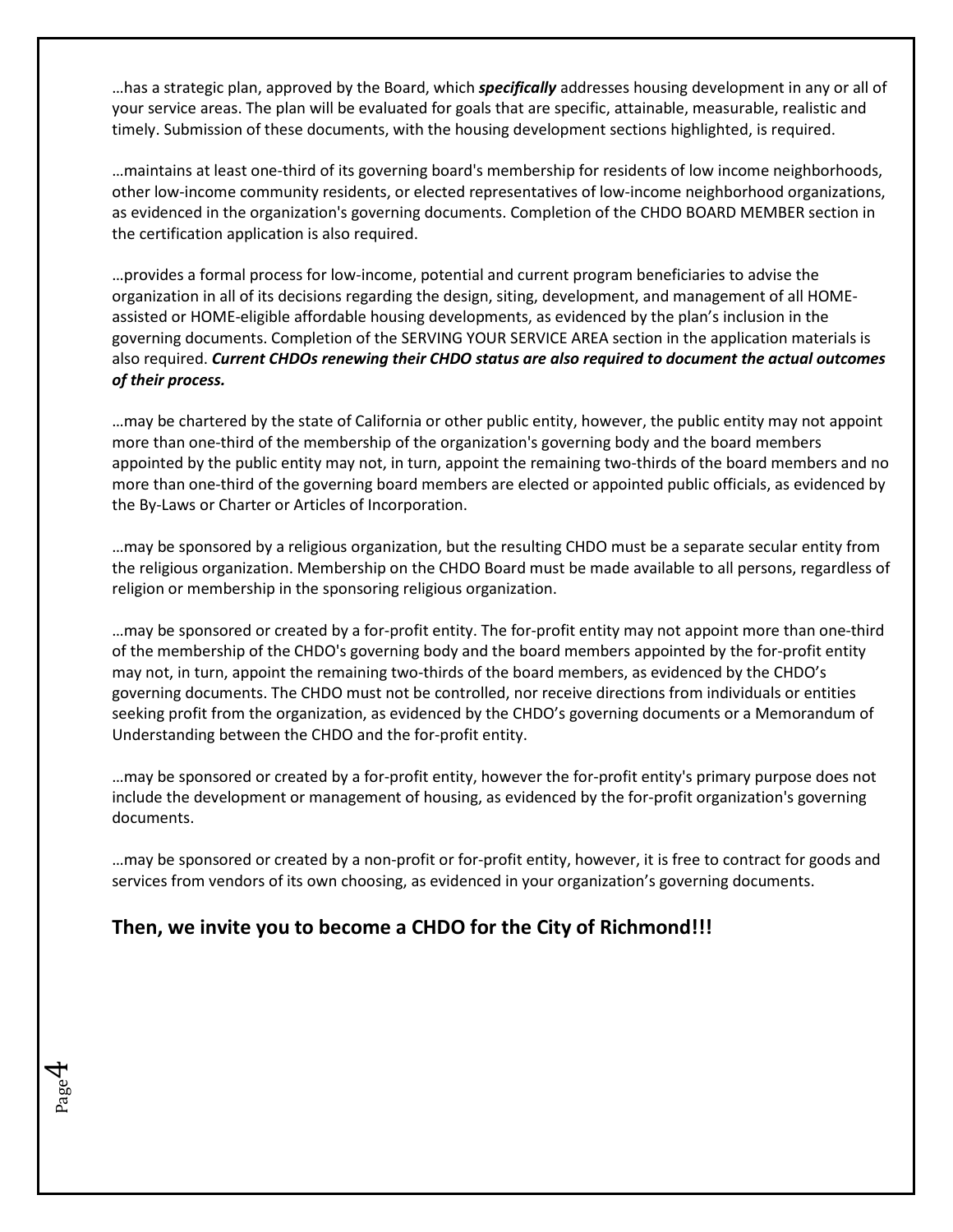…has a strategic plan, approved by the Board, which ***specifically*** addresses housing development in any or all of your service areas. The plan will be evaluated for goals that are specific, attainable, measurable, realistic and timely. Submission of these documents, with the housing development sections highlighted, is required.

…maintains at least one-third of its governing board's membership for residents of low income neighborhoods, other low-income community residents, or elected representatives of low-income neighborhood organizations, as evidenced in the organization's governing documents. Completion of the CHDO BOARD MEMBER section in the certification application is also required.

…provides a formal process for low-income, potential and current program beneficiaries to advise the organization in all of its decisions regarding the design, siting, development, and management of all HOME-assisted or HOME-eligible affordable housing developments, as evidenced by the plan's inclusion in the governing documents. Completion of the SERVING YOUR SERVICE AREA section in the application materials is also required. ***Current CHDOs renewing their CHDO status are also required to document the actual outcomes of their process.***

…may be chartered by the state of California or other public entity, however, the public entity may not appoint more than one-third of the membership of the organization's governing body and the board members appointed by the public entity may not, in turn, appoint the remaining two-thirds of the board members and no more than one-third of the governing board members are elected or appointed public officials, as evidenced by the By-Laws or Charter or Articles of Incorporation.

…may be sponsored by a religious organization, but the resulting CHDO must be a separate secular entity from the religious organization. Membership on the CHDO Board must be made available to all persons, regardless of religion or membership in the sponsoring religious organization.

…may be sponsored or created by a for-profit entity. The for-profit entity may not appoint more than one-third of the membership of the CHDO's governing body and the board members appointed by the for-profit entity may not, in turn, appoint the remaining two-thirds of the board members, as evidenced by the CHDO's governing documents. The CHDO must not be controlled, nor receive directions from individuals or entities seeking profit from the organization, as evidenced by the CHDO's governing documents or a Memorandum of Understanding between the CHDO and the for-profit entity.

…may be sponsored or created by a for-profit entity, however the for-profit entity's primary purpose does not include the development or management of housing, as evidenced by the for-profit organization's governing documents.

…may be sponsored or created by a non-profit or for-profit entity, however, it is free to contract for goods and services from vendors of its own choosing, as evidenced in your organization's governing documents.

## Then, we invite you to become a CHDO for the City of Richmond!!!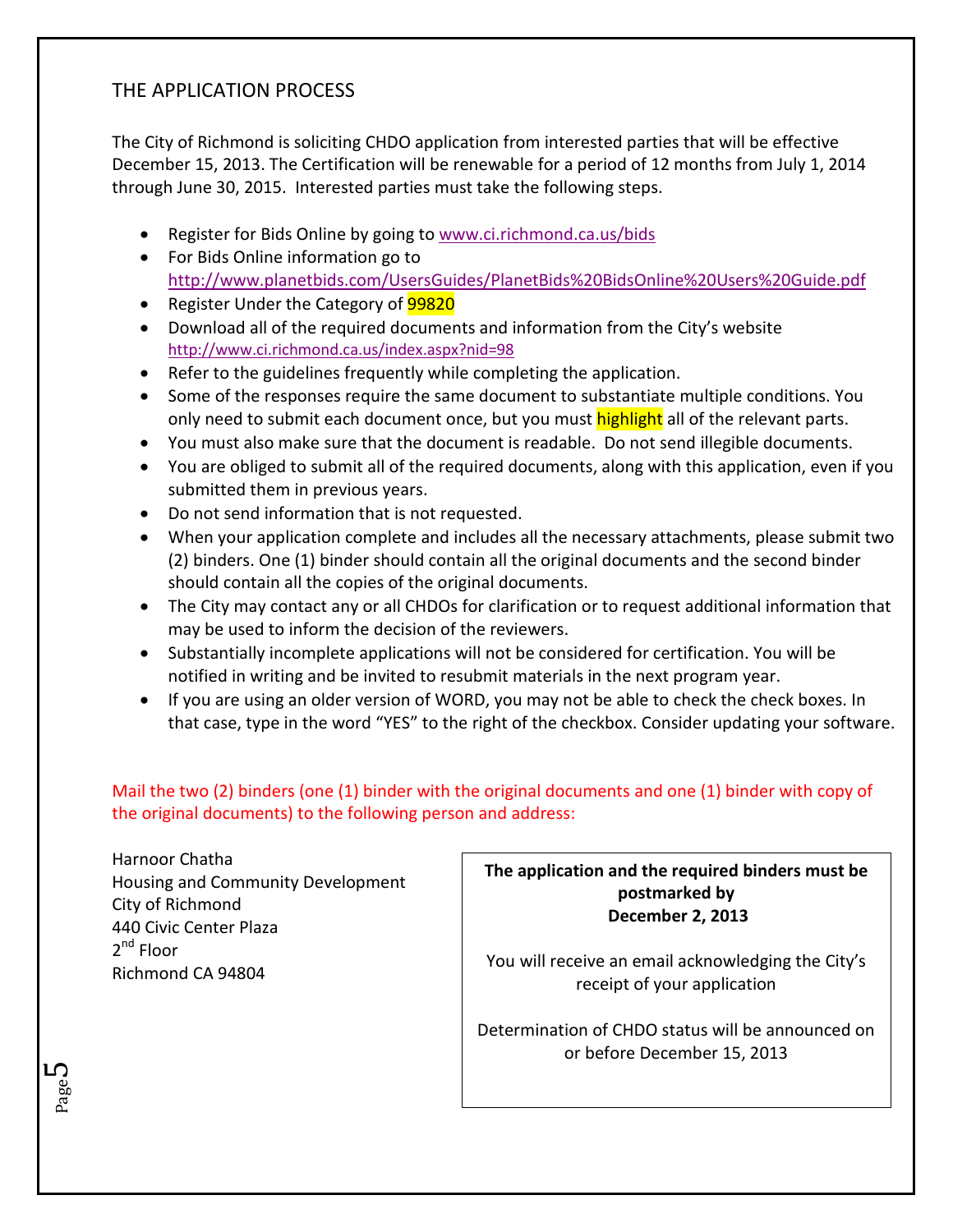## THE APPLICATION PROCESS

The City of Richmond is soliciting CHDO application from interested parties that will be effective December 15, 2013. The Certification will be renewable for a period of 12 months from July 1, 2014 through June 30, 2015. Interested parties must take the following steps.

- Register for Bids Online by going to www.ci.richmond.ca.us/bids
- For Bids Online information go to http://www.planetbids.com/UsersGuides/PlanetBids%20BidsOnline%20Users%20Guide.pdf
- Register Under the Category of 99820
- Download all of the required documents and information from the City's website http://www.ci.richmond.ca.us/index.aspx?nid=98
- Refer to the guidelines frequently while completing the application.
- Some of the responses require the same document to substantiate multiple conditions. You only need to submit each document once, but you must highlight all of the relevant parts.
- You must also make sure that the document is readable. Do not send illegible documents.
- You are obliged to submit all of the required documents, along with this application, even if you submitted them in previous years.
- Do not send information that is not requested.
- When your application complete and includes all the necessary attachments, please submit two (2) binders. One (1) binder should contain all the original documents and the second binder should contain all the copies of the original documents.
- The City may contact any or all CHDOs for clarification or to request additional information that may be used to inform the decision of the reviewers.
- Substantially incomplete applications will not be considered for certification. You will be notified in writing and be invited to resubmit materials in the next program year.
- If you are using an older version of WORD, you may not be able to check the check boxes. In that case, type in the word "YES" to the right of the checkbox. Consider updating your software.

Mail the two (2) binders (one (1) binder with the original documents and one (1) binder with copy of the original documents) to the following person and address:

Harnoor Chatha
Housing and Community Development
City of Richmond
440 Civic Center Plaza
2nd Floor
Richmond CA 94804

**The application and the required binders must be postmarked by December 2, 2013**

You will receive an email acknowledging the City's receipt of your application

Determination of CHDO status will be announced on or before December 15, 2013